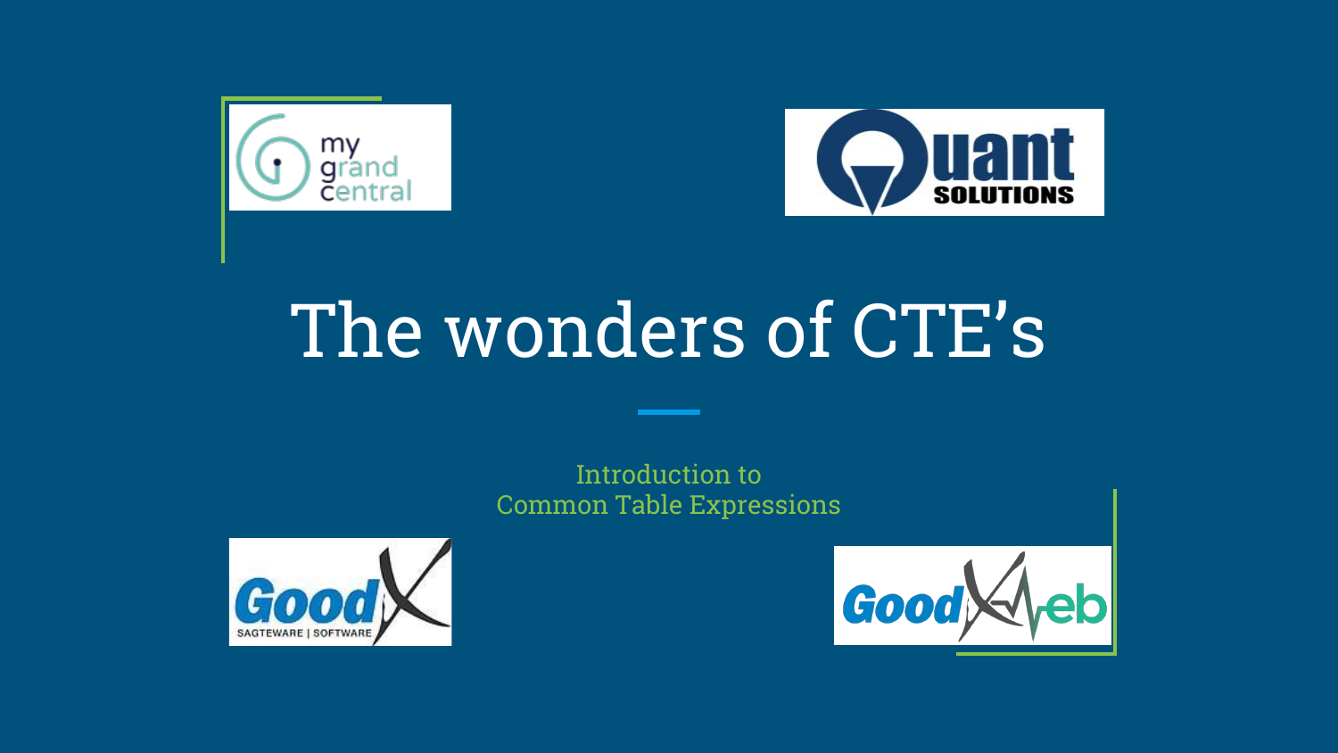# The wonders of CTE's

Introduction to
Common Table Expressions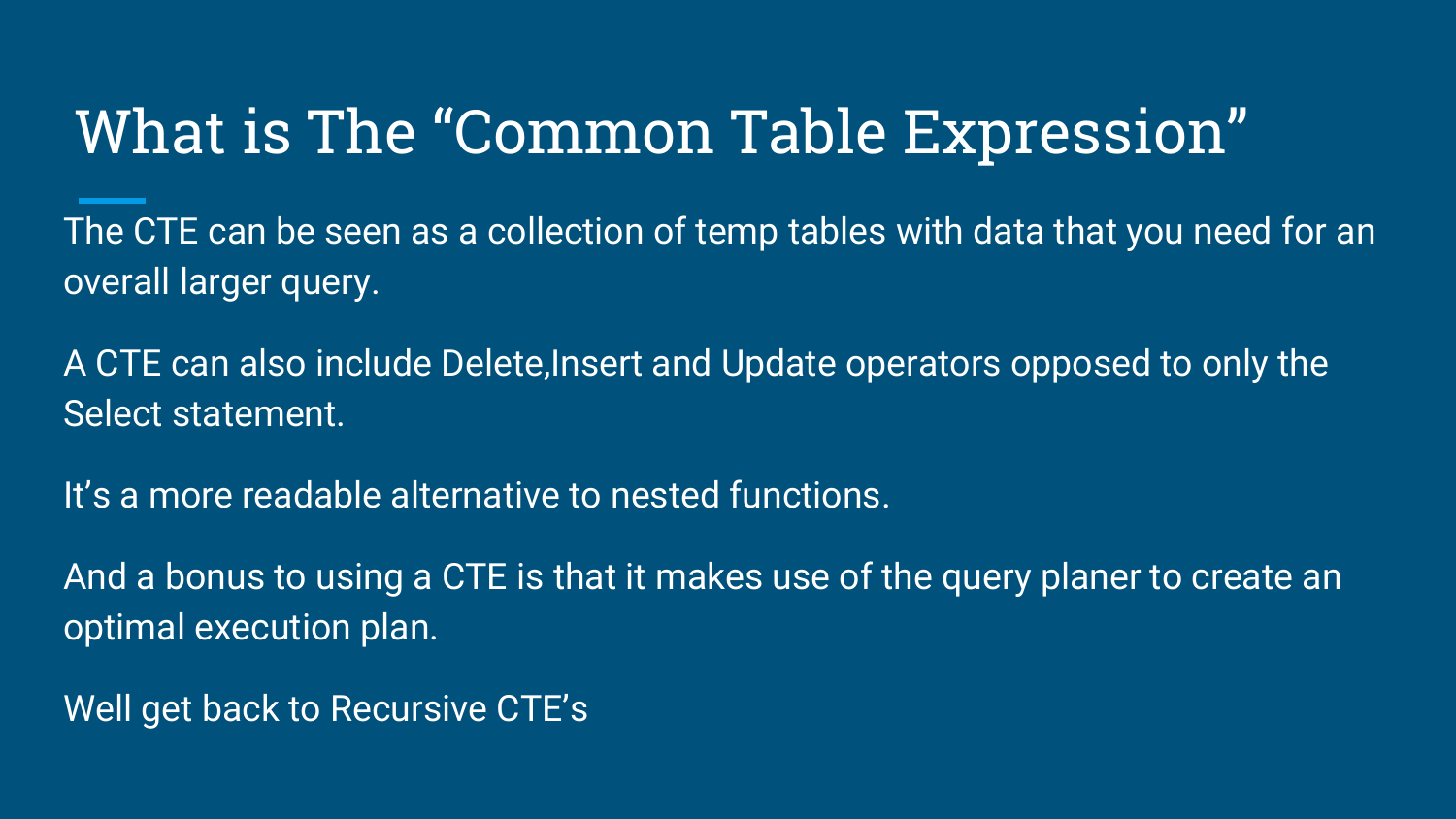# What is The “Common Table Expression”

The CTE can be seen as a collection of temp tables with data that you need for an overall larger query.

A CTE can also include Delete,Insert and Update operators opposed to only the Select statement.

It’s a more readable alternative to nested functions.

And a bonus to using a CTE is that it makes use of the query planer to create an optimal execution plan.

Well get back to Recursive CTE’s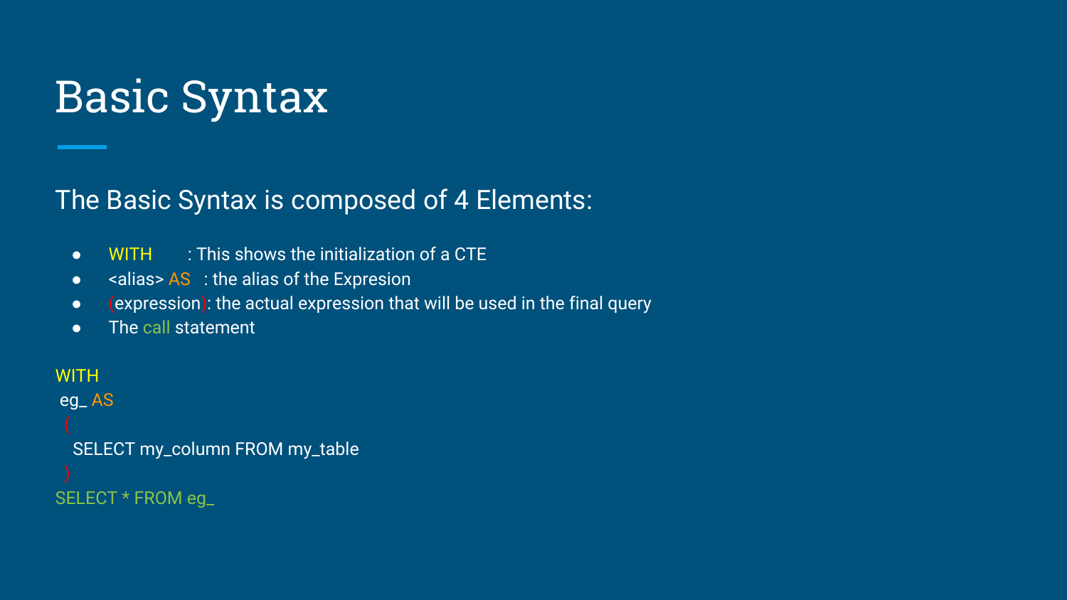# Basic Syntax

The Basic Syntax is composed of 4 Elements:

- WITH : This shows the initialization of a CTE
- <alias> AS : the alias of the Expresion
- (expression): the actual expression that will be used in the final query
- The call statement

```
WITH
 eg_ AS
  (
   SELECT my_column FROM my_table
  )
SELECT * FROM eg_
```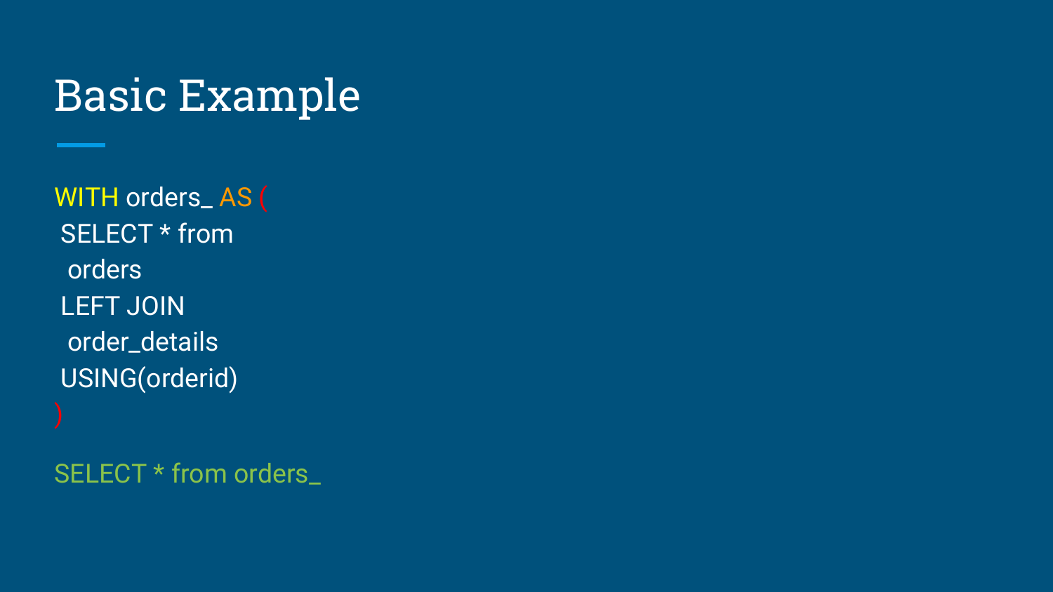# Basic Example

```
WITH orders_ AS (
 SELECT * from
  orders
 LEFT JOIN
  order_details
 USING(orderid)
)
SELECT * from orders_
```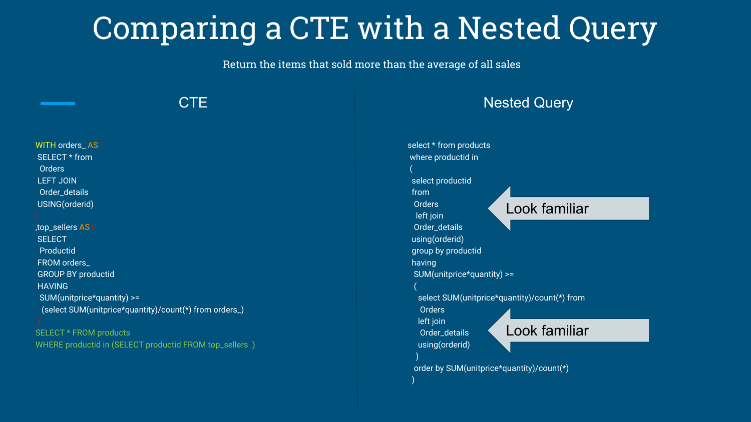# Comparing a CTE with a Nested Query

Return the items that sold more than the average of all sales

## CTE

```
WITH orders_ AS (
 SELECT * from
  Orders
 LEFT JOIN
  Order_details
 USING(orderid)
)
,top_sellers AS (
 SELECT
  Productid
 FROM orders_
 GROUP BY productid
 HAVING
  SUM(unitprice*quantity) >=
   (select SUM(unitprice*quantity)/count(*) from orders_)
 )
SELECT * FROM products
WHERE productid in (SELECT productid FROM top_sellers )
```

## Nested Query

```
select * from products
 where productid in
 (
  select productid
  from
   Orders
    left join
   Order_details
  using(orderid)
  group by productid
  having
   SUM(unitprice*quantity) >=
   (
    select SUM(unitprice*quantity)/count(*) from
     Orders
    left join
     Order_details
    using(orderid)
   )
   order by SUM(unitprice*quantity)/count(*)
  )
```

Look familiar

Look familiar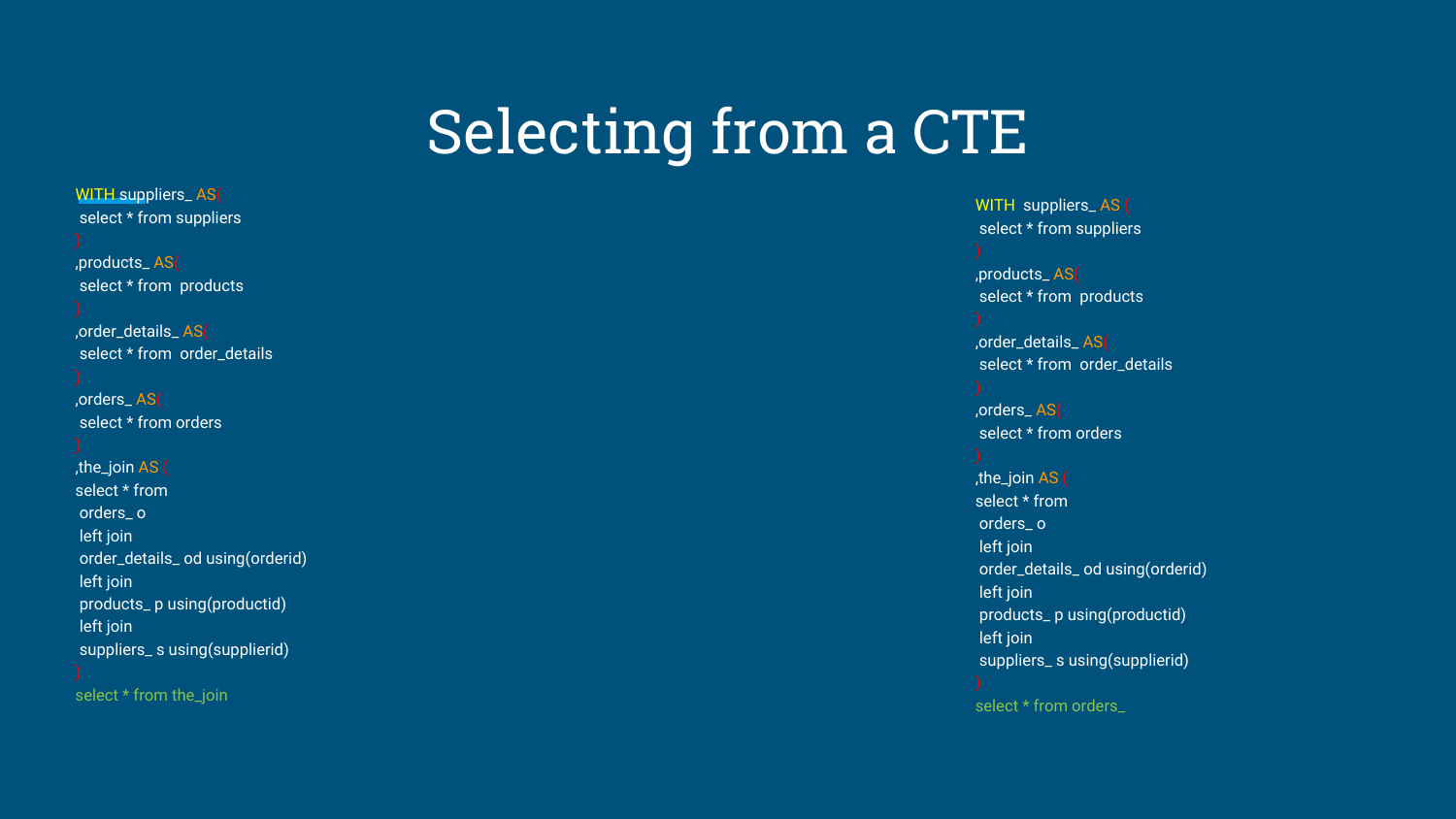# Selecting from a CTE

```
WITH suppliers_ AS(
 select * from suppliers
)
,products_ AS(
 select * from  products
)
,order_details_ AS(
 select * from  order_details
)
,orders_ AS(
 select * from orders
)
,the_join AS (
select * from
 orders_ o
 left join
 order_details_ od using(orderid)
 left join
 products_ p using(productid)
 left join
 suppliers_ s using(supplierid)
)
select * from the_join
```

```
WITH  suppliers_ AS (
 select * from suppliers
)
,products_ AS(
 select * from  products
)
,order_details_ AS(
 select * from  order_details
)
,orders_ AS(
 select * from orders
)
,the_join AS (
select * from
 orders_ o
 left join
 order_details_ od using(orderid)
 left join
 products_ p using(productid)
 left join
 suppliers_ s using(supplierid)
)
select * from orders_
```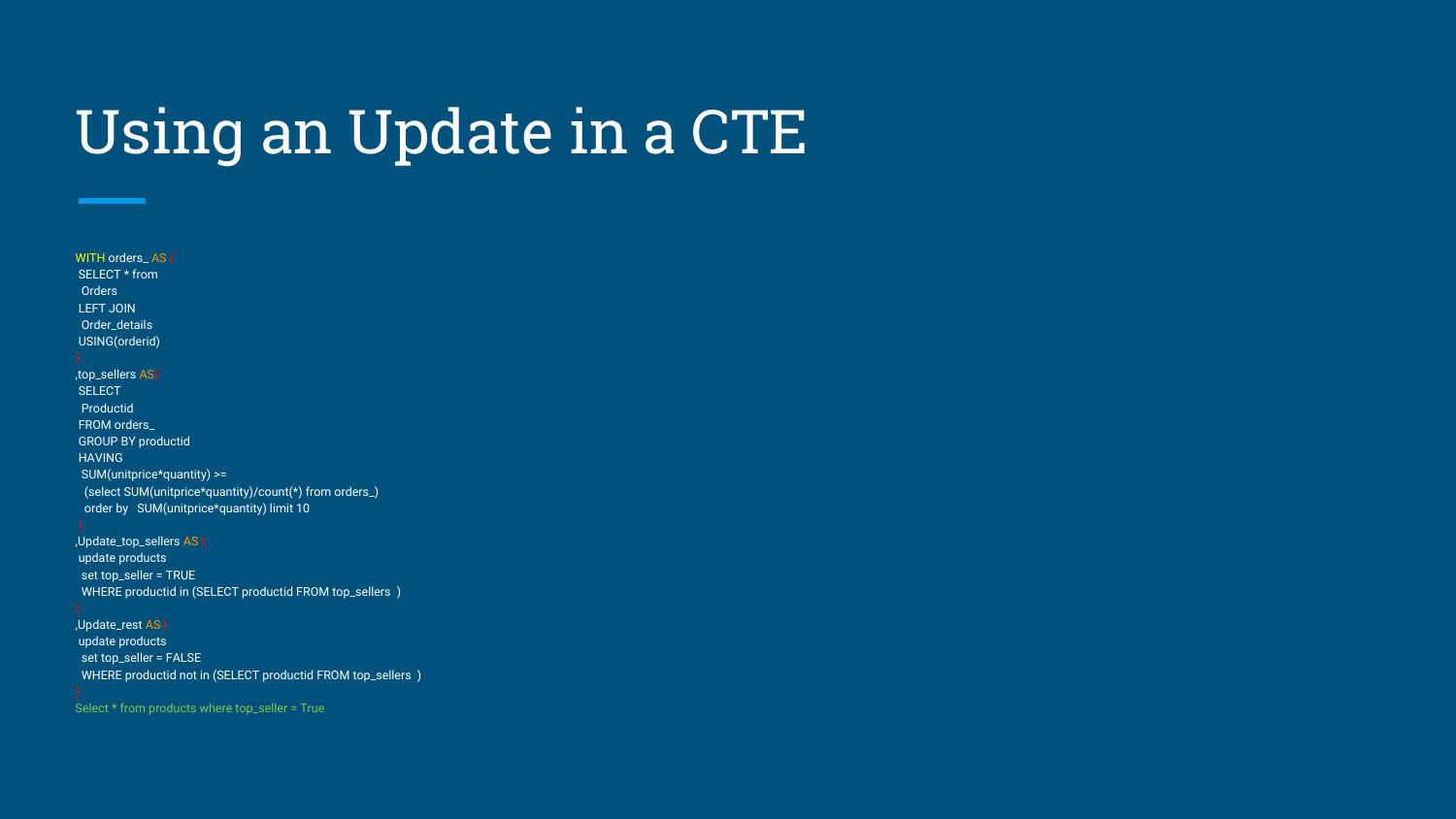# Using an Update in a CTE

```
WITH orders_ AS (
 SELECT * from
  Orders
 LEFT JOIN
  Order_details
 USING(orderid)
)
,top_sellers AS(
 SELECT
  Productid
 FROM orders_
 GROUP BY productid
 HAVING
  SUM(unitprice*quantity) >=
   (select SUM(unitprice*quantity)/count(*) from orders_)
   order by   SUM(unitprice*quantity) limit 10
 )
,Update_top_sellers AS (
 update products
  set top_seller = TRUE
  WHERE productid in (SELECT productid FROM top_sellers  )
)
,Update_rest AS (
 update products
  set top_seller = FALSE
  WHERE productid not in (SELECT productid FROM top_sellers  )
)
Select * from products where top_seller = True
```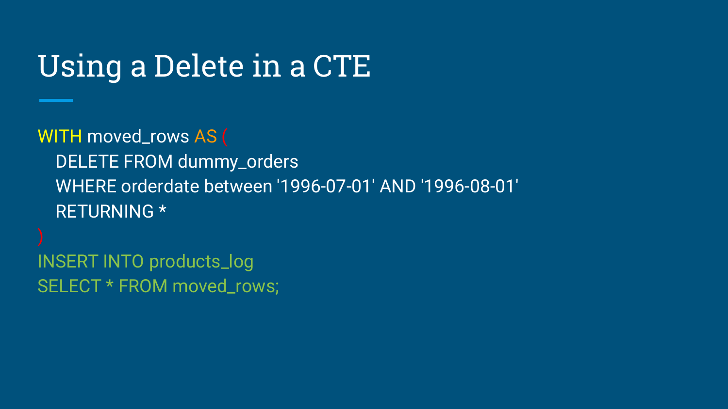# Using a Delete in a CTE

```
WITH moved_rows AS (
   DELETE FROM dummy_orders
   WHERE orderdate between '1996-07-01' AND '1996-08-01'
   RETURNING *
)
INSERT INTO products_log
SELECT * FROM moved_rows;
```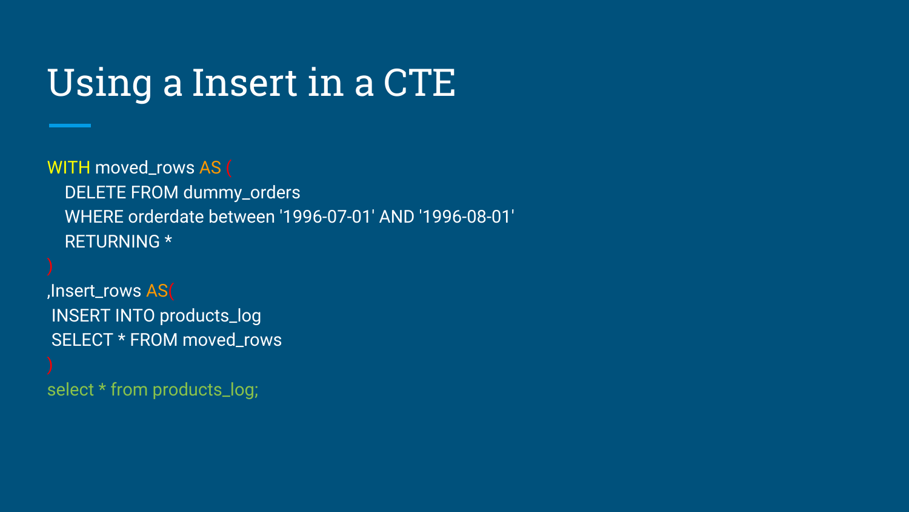# Using a Insert in a CTE

```
WITH moved_rows AS (
   DELETE FROM dummy_orders
   WHERE orderdate between '1996-07-01' AND '1996-08-01'
   RETURNING *
)
,Insert_rows AS(
 INSERT INTO products_log
 SELECT * FROM moved_rows
)
select * from products_log;
```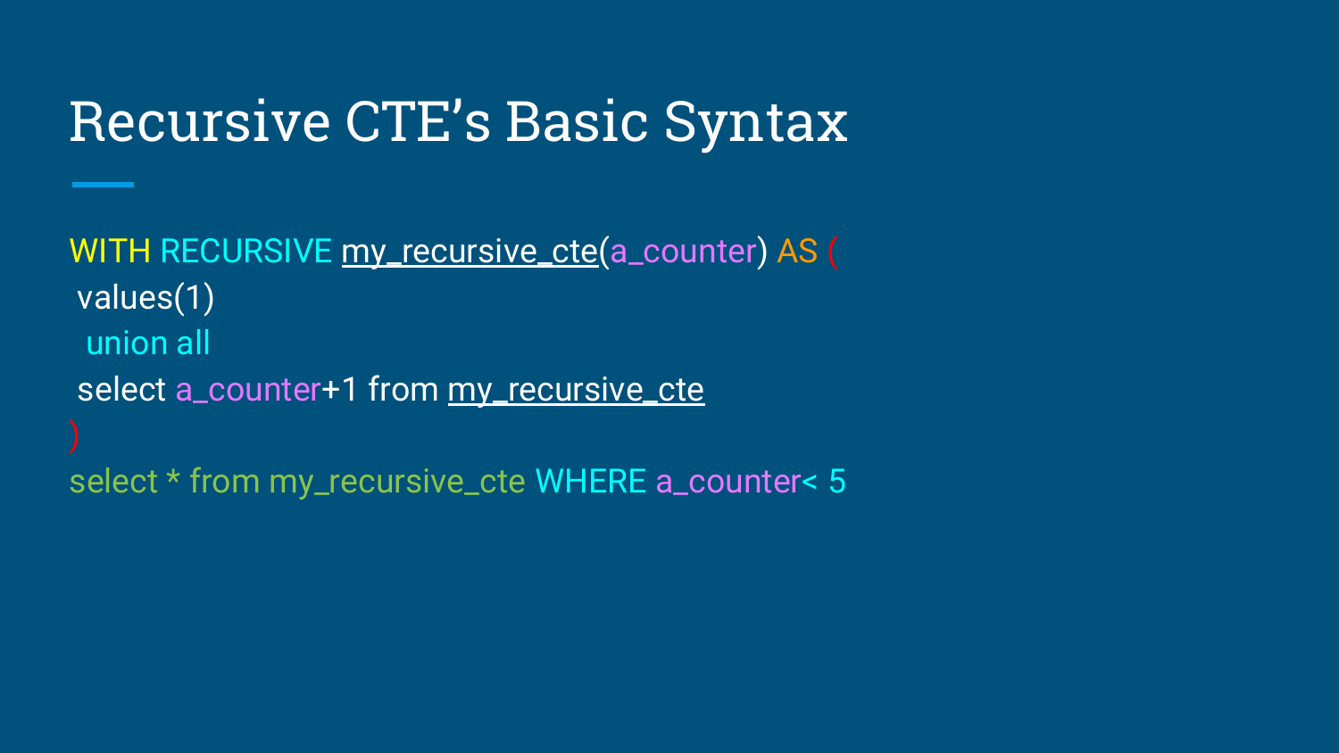# Recursive CTE's Basic Syntax

```
WITH RECURSIVE my_recursive_cte(a_counter) AS (
 values(1)
  union all
 select a_counter+1 from my_recursive_cte
)
select * from my_recursive_cte WHERE a_counter< 5
```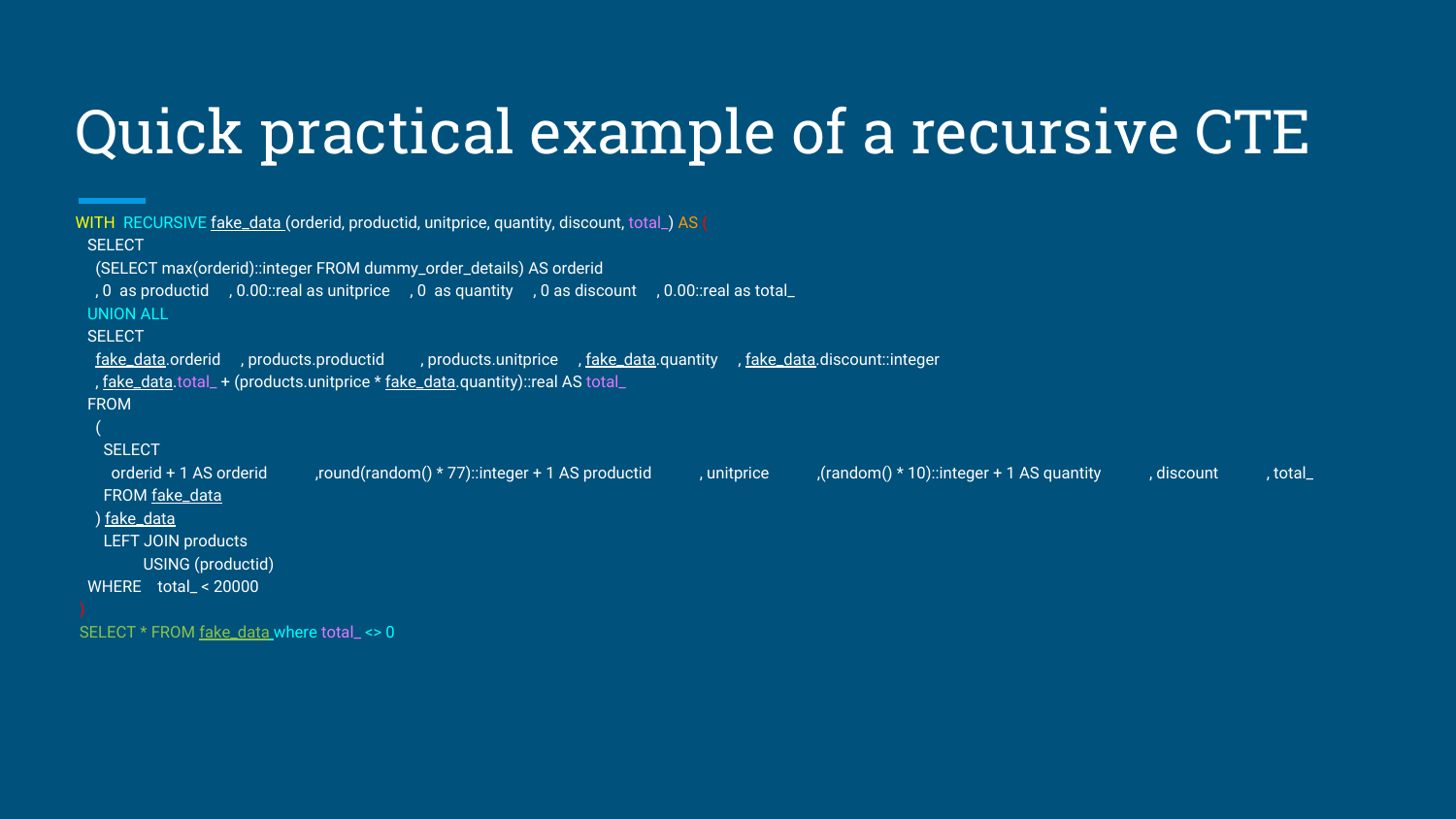# Quick practical example of a recursive CTE

```
WITH  RECURSIVE fake_data (orderid, productid, unitprice, quantity, discount, total_) AS (
  SELECT
    (SELECT max(orderid)::integer FROM dummy_order_details) AS orderid
    , 0  as productid     , 0.00::real as unitprice     , 0  as quantity     , 0 as discount     , 0.00::real as total_
  UNION ALL
  SELECT
    fake_data.orderid     , products.productid        , products.unitprice     , fake_data.quantity     , fake_data.discount::integer
    , fake_data.total_ + (products.unitprice * fake_data.quantity)::real AS total_
  FROM
    (
      SELECT
        orderid + 1 AS orderid          ,round(random() * 77)::integer + 1 AS productid          , unitprice          ,(random() * 10)::integer + 1 AS quantity          , discount          , total_
      FROM fake_data
    ) fake_data
      LEFT JOIN products
            USING (productid)
  WHERE    total_ < 20000
)
 SELECT * FROM fake_data where total_ <> 0
```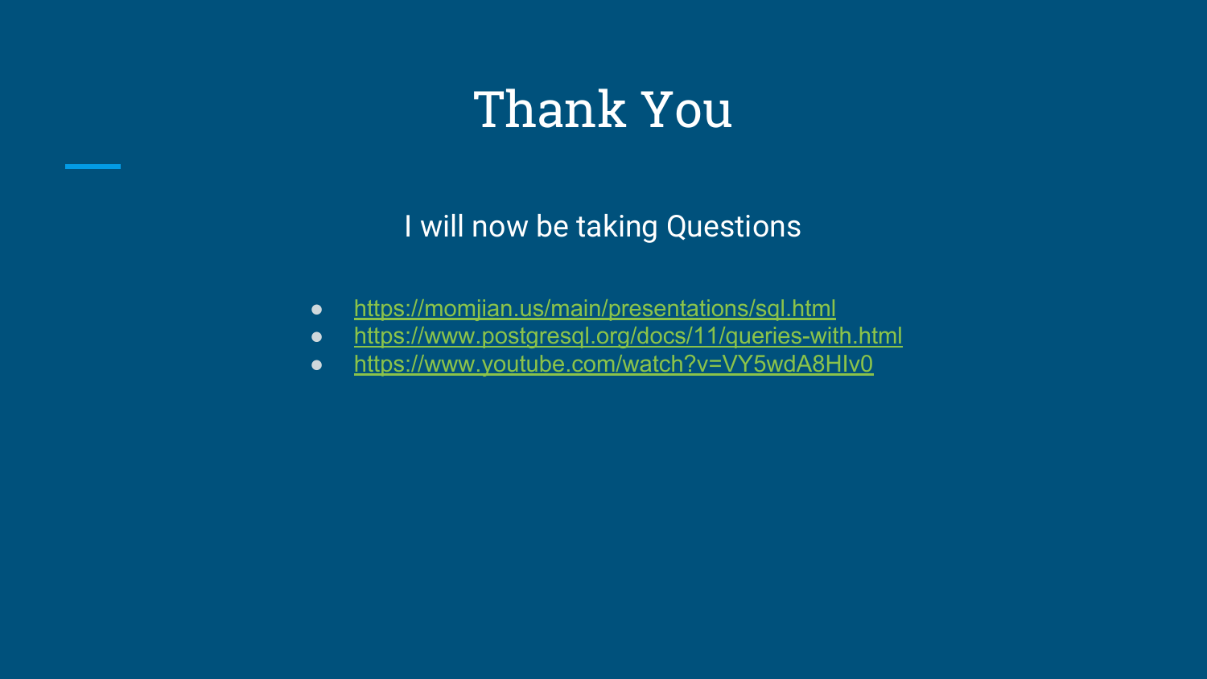# Thank You

I will now be taking Questions

- https://momjian.us/main/presentations/sql.html
- https://www.postgresql.org/docs/11/queries-with.html
- https://www.youtube.com/watch?v=VY5wdA8HIv0